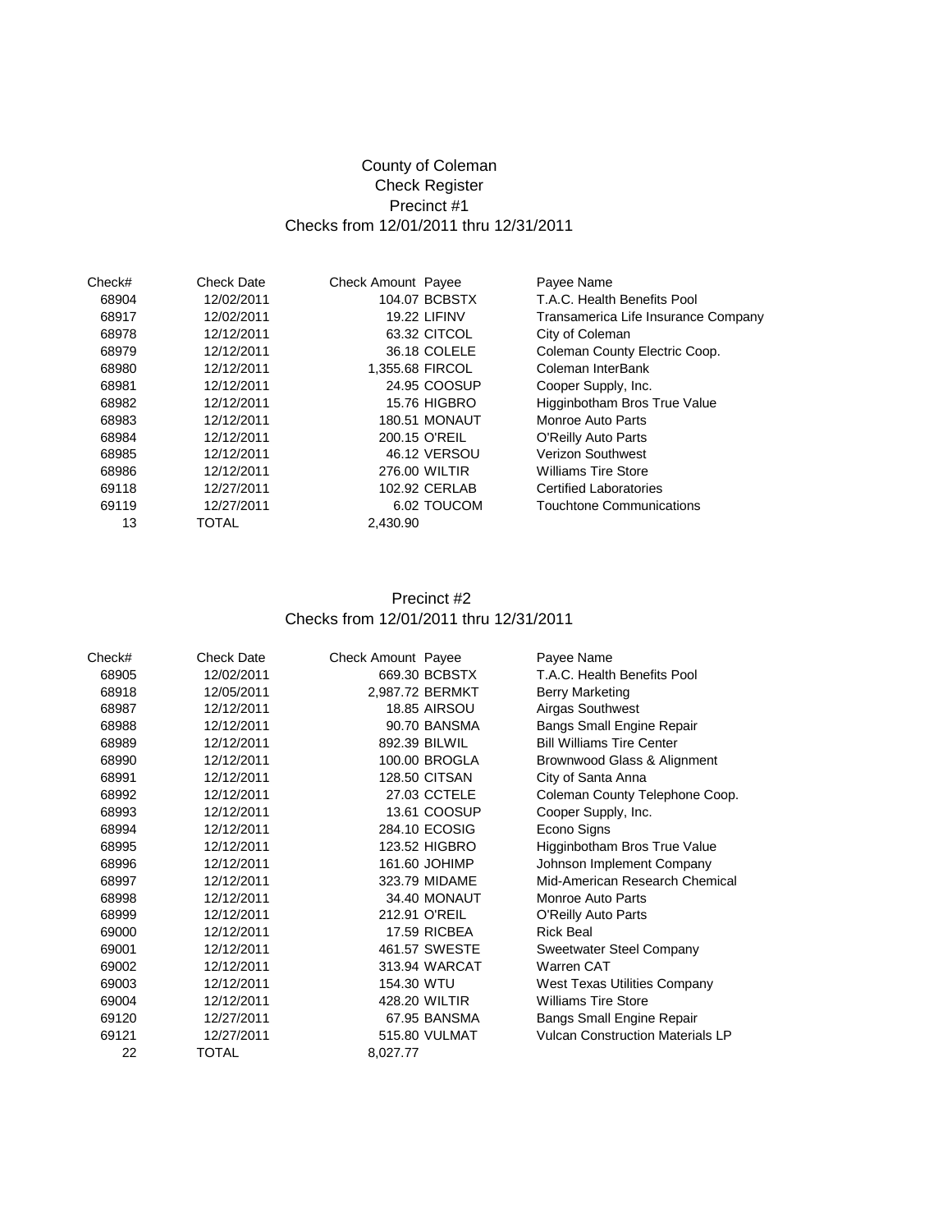# County of Coleman
## Check Register
### Precinct #1
Checks from 12/01/2011 thru 12/31/2011

| Check# | Check Date | Check Amount | Payee | Payee Name |
|---|---|---|---|---|
| 68904 | 12/02/2011 | 104.07 | BCBSTX | T.A.C. Health Benefits Pool |
| 68917 | 12/02/2011 | 19.22 | LIFINV | Transamerica Life Insurance Company |
| 68978 | 12/12/2011 | 63.32 | CITCOL | City of Coleman |
| 68979 | 12/12/2011 | 36.18 | COLELE | Coleman County Electric Coop. |
| 68980 | 12/12/2011 | 1,355.68 | FIRCOL | Coleman InterBank |
| 68981 | 12/12/2011 | 24.95 | COOSUP | Cooper Supply, Inc. |
| 68982 | 12/12/2011 | 15.76 | HIGBRO | Higginbotham Bros True Value |
| 68983 | 12/12/2011 | 180.51 | MONAUT | Monroe Auto Parts |
| 68984 | 12/12/2011 | 200.15 | O'REIL | O'Reilly Auto Parts |
| 68985 | 12/12/2011 | 46.12 | VERSOU | Verizon Southwest |
| 68986 | 12/12/2011 | 276.00 | WILTIR | Williams Tire Store |
| 69118 | 12/27/2011 | 102.92 | CERLAB | Certified Laboratories |
| 69119 | 12/27/2011 | 6.02 | TOUCOM | Touchtone Communications |
| 13 | TOTAL | 2,430.90 | | |

### Precinct #2
Checks from 12/01/2011 thru 12/31/2011

| Check# | Check Date | Check Amount | Payee | Payee Name |
|---|---|---|---|---|
| 68905 | 12/02/2011 | 669.30 | BCBSTX | T.A.C. Health Benefits Pool |
| 68918 | 12/05/2011 | 2,987.72 | BERMKT | Berry Marketing |
| 68987 | 12/12/2011 | 18.85 | AIRSOU | Airgas Southwest |
| 68988 | 12/12/2011 | 90.70 | BANSMA | Bangs Small Engine Repair |
| 68989 | 12/12/2011 | 892.39 | BILWIL | Bill Williams Tire Center |
| 68990 | 12/12/2011 | 100.00 | BROGLA | Brownwood Glass & Alignment |
| 68991 | 12/12/2011 | 128.50 | CITSAN | City of Santa Anna |
| 68992 | 12/12/2011 | 27.03 | CCTELE | Coleman County Telephone Coop. |
| 68993 | 12/12/2011 | 13.61 | COOSUP | Cooper Supply, Inc. |
| 68994 | 12/12/2011 | 284.10 | ECOSIG | Econo Signs |
| 68995 | 12/12/2011 | 123.52 | HIGBRO | Higginbotham Bros True Value |
| 68996 | 12/12/2011 | 161.60 | JOHIMP | Johnson Implement Company |
| 68997 | 12/12/2011 | 323.79 | MIDAME | Mid-American Research Chemical |
| 68998 | 12/12/2011 | 34.40 | MONAUT | Monroe Auto Parts |
| 68999 | 12/12/2011 | 212.91 | O'REIL | O'Reilly Auto Parts |
| 69000 | 12/12/2011 | 17.59 | RICBEA | Rick Beal |
| 69001 | 12/12/2011 | 461.57 | SWESTE | Sweetwater Steel Company |
| 69002 | 12/12/2011 | 313.94 | WARCAT | Warren CAT |
| 69003 | 12/12/2011 | 154.30 | WTU | West Texas Utilities Company |
| 69004 | 12/12/2011 | 428.20 | WILTIR | Williams Tire Store |
| 69120 | 12/27/2011 | 67.95 | BANSMA | Bangs Small Engine Repair |
| 69121 | 12/27/2011 | 515.80 | VULMAT | Vulcan Construction Materials LP |
| 22 | TOTAL | 8,027.77 | | |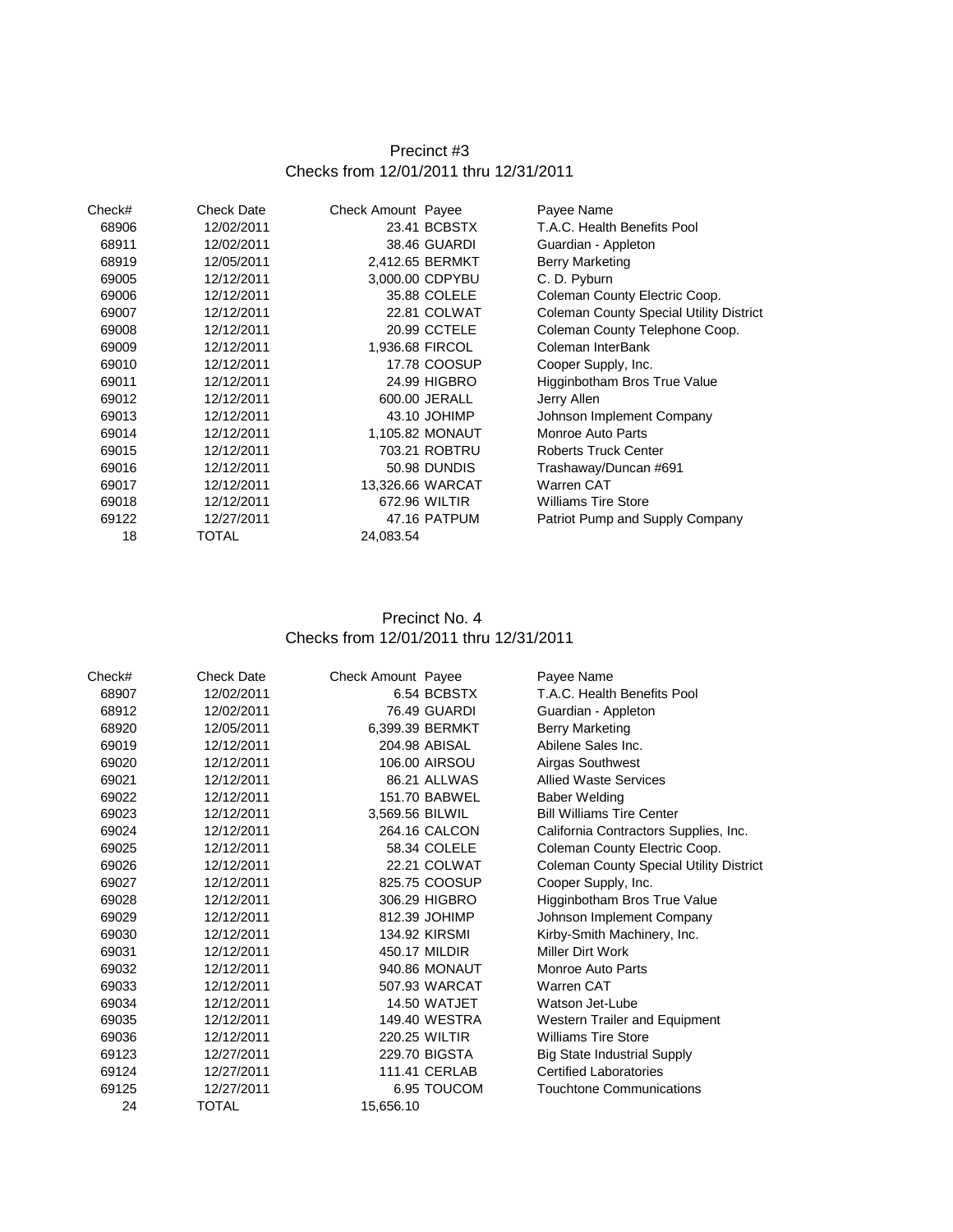## Precinct #3
### Checks from 12/01/2011 thru 12/31/2011

| Check# | Check Date | Check Amount | Payee | Payee Name |
|---|---|---|---|---|
| 68906 | 12/02/2011 | 23.41 | BCBSTX | T.A.C. Health Benefits Pool |
| 68911 | 12/02/2011 | 38.46 | GUARDI | Guardian - Appleton |
| 68919 | 12/05/2011 | 2,412.65 | BERMKT | Berry Marketing |
| 69005 | 12/12/2011 | 3,000.00 | CDPYBU | C. D. Pyburn |
| 69006 | 12/12/2011 | 35.88 | COLELE | Coleman County Electric Coop. |
| 69007 | 12/12/2011 | 22.81 | COLWAT | Coleman County Special Utility District |
| 69008 | 12/12/2011 | 20.99 | CCTELE | Coleman County Telephone Coop. |
| 69009 | 12/12/2011 | 1,936.68 | FIRCOL | Coleman InterBank |
| 69010 | 12/12/2011 | 17.78 | COOSUP | Cooper Supply, Inc. |
| 69011 | 12/12/2011 | 24.99 | HIGBRO | Higginbotham Bros True Value |
| 69012 | 12/12/2011 | 600.00 | JERALL | Jerry Allen |
| 69013 | 12/12/2011 | 43.10 | JOHIMP | Johnson Implement Company |
| 69014 | 12/12/2011 | 1,105.82 | MONAUT | Monroe Auto Parts |
| 69015 | 12/12/2011 | 703.21 | ROBTRU | Roberts Truck Center |
| 69016 | 12/12/2011 | 50.98 | DUNDIS | Trashaway/Duncan #691 |
| 69017 | 12/12/2011 | 13,326.66 | WARCAT | Warren CAT |
| 69018 | 12/12/2011 | 672.96 | WILTIR | Williams Tire Store |
| 69122 | 12/27/2011 | 47.16 | PATPUM | Patriot Pump and Supply Company |
| 18 | TOTAL | 24,083.54 | | |

## Precinct No. 4
### Checks from 12/01/2011 thru 12/31/2011

| Check# | Check Date | Check Amount | Payee | Payee Name |
|---|---|---|---|---|
| 68907 | 12/02/2011 | 6.54 | BCBSTX | T.A.C. Health Benefits Pool |
| 68912 | 12/02/2011 | 76.49 | GUARDI | Guardian - Appleton |
| 68920 | 12/05/2011 | 6,399.39 | BERMKT | Berry Marketing |
| 69019 | 12/12/2011 | 204.98 | ABISAL | Abilene Sales Inc. |
| 69020 | 12/12/2011 | 106.00 | AIRSOU | Airgas Southwest |
| 69021 | 12/12/2011 | 86.21 | ALLWAS | Allied Waste Services |
| 69022 | 12/12/2011 | 151.70 | BABWEL | Baber Welding |
| 69023 | 12/12/2011 | 3,569.56 | BILWIL | Bill Williams Tire Center |
| 69024 | 12/12/2011 | 264.16 | CALCON | California Contractors Supplies, Inc. |
| 69025 | 12/12/2011 | 58.34 | COLELE | Coleman County Electric Coop. |
| 69026 | 12/12/2011 | 22.21 | COLWAT | Coleman County Special Utility District |
| 69027 | 12/12/2011 | 825.75 | COOSUP | Cooper Supply, Inc. |
| 69028 | 12/12/2011 | 306.29 | HIGBRO | Higginbotham Bros True Value |
| 69029 | 12/12/2011 | 812.39 | JOHIMP | Johnson Implement Company |
| 69030 | 12/12/2011 | 134.92 | KIRSMI | Kirby-Smith Machinery, Inc. |
| 69031 | 12/12/2011 | 450.17 | MILDIR | Miller Dirt Work |
| 69032 | 12/12/2011 | 940.86 | MONAUT | Monroe Auto Parts |
| 69033 | 12/12/2011 | 507.93 | WARCAT | Warren CAT |
| 69034 | 12/12/2011 | 14.50 | WATJET | Watson Jet-Lube |
| 69035 | 12/12/2011 | 149.40 | WESTRA | Western Trailer and Equipment |
| 69036 | 12/12/2011 | 220.25 | WILTIR | Williams Tire Store |
| 69123 | 12/27/2011 | 229.70 | BIGSTA | Big State Industrial Supply |
| 69124 | 12/27/2011 | 111.41 | CERLAB | Certified Laboratories |
| 69125 | 12/27/2011 | 6.95 | TOUCOM | Touchtone Communications |
| 24 | TOTAL | 15,656.10 | | |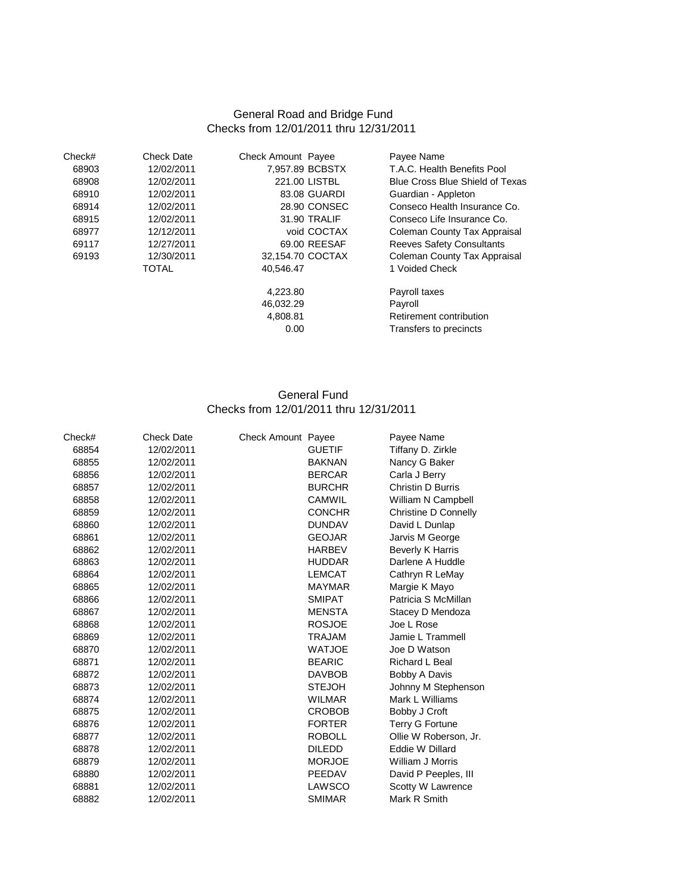## General Road and Bridge Fund
### Checks from 12/01/2011 thru 12/31/2011

| Check# | Check Date | Check Amount | Payee | Payee Name |
|---|---|---|---|---|
| 68903 | 12/02/2011 | 7,957.89 | BCBSTX | T.A.C. Health Benefits Pool |
| 68908 | 12/02/2011 | 221.00 | LISTBL | Blue Cross Blue Shield of Texas |
| 68910 | 12/02/2011 | 83.08 | GUARDI | Guardian - Appleton |
| 68914 | 12/02/2011 | 28.90 | CONSEC | Conseco Health Insurance Co. |
| 68915 | 12/02/2011 | 31.90 | TRALIF | Conseco Life Insurance Co. |
| 68977 | 12/12/2011 | void | COCTAX | Coleman County Tax Appraisal |
| 69117 | 12/27/2011 | 69.00 | REESAF | Reeves Safety Consultants |
| 69193 | 12/30/2011 | 32,154.70 | COCTAX | Coleman County Tax Appraisal |
| | TOTAL | 40,546.47 | | 1 Voided Check |
| | | | | |
| | | 4,223.80 | | Payroll taxes |
| | | 46,032.29 | | Payroll |
| | | 4,808.81 | | Retirement contribution |
| | | 0.00 | | Transfers to precincts |

## General Fund
### Checks from 12/01/2011 thru 12/31/2011

| Check# | Check Date | Check Amount | Payee | Payee Name |
|---|---|---|---|---|
| 68854 | 12/02/2011 | | GUETIF | Tiffany D. Zirkle |
| 68855 | 12/02/2011 | | BAKNAN | Nancy G Baker |
| 68856 | 12/02/2011 | | BERCAR | Carla J Berry |
| 68857 | 12/02/2011 | | BURCHR | Christin D Burris |
| 68858 | 12/02/2011 | | CAMWIL | William N Campbell |
| 68859 | 12/02/2011 | | CONCHR | Christine D Connelly |
| 68860 | 12/02/2011 | | DUNDAV | David L Dunlap |
| 68861 | 12/02/2011 | | GEOJAR | Jarvis M George |
| 68862 | 12/02/2011 | | HARBEV | Beverly K Harris |
| 68863 | 12/02/2011 | | HUDDAR | Darlene A Huddle |
| 68864 | 12/02/2011 | | LEMCAT | Cathryn R LeMay |
| 68865 | 12/02/2011 | | MAYMAR | Margie K Mayo |
| 68866 | 12/02/2011 | | SMIPAT | Patricia S McMillan |
| 68867 | 12/02/2011 | | MENSTA | Stacey D Mendoza |
| 68868 | 12/02/2011 | | ROSJOE | Joe L Rose |
| 68869 | 12/02/2011 | | TRAJAM | Jamie L Trammell |
| 68870 | 12/02/2011 | | WATJOE | Joe D Watson |
| 68871 | 12/02/2011 | | BEARIC | Richard L Beal |
| 68872 | 12/02/2011 | | DAVBOB | Bobby A Davis |
| 68873 | 12/02/2011 | | STEJOH | Johnny M Stephenson |
| 68874 | 12/02/2011 | | WILMAR | Mark L Williams |
| 68875 | 12/02/2011 | | CROBOB | Bobby J Croft |
| 68876 | 12/02/2011 | | FORTER | Terry G Fortune |
| 68877 | 12/02/2011 | | ROBOLL | Ollie W Roberson, Jr. |
| 68878 | 12/02/2011 | | DILEDD | Eddie W Dillard |
| 68879 | 12/02/2011 | | MORJOE | William J Morris |
| 68880 | 12/02/2011 | | PEEDAV | David P Peeples, III |
| 68881 | 12/02/2011 | | LAWSCO | Scotty W Lawrence |
| 68882 | 12/02/2011 | | SMIMAR | Mark R Smith |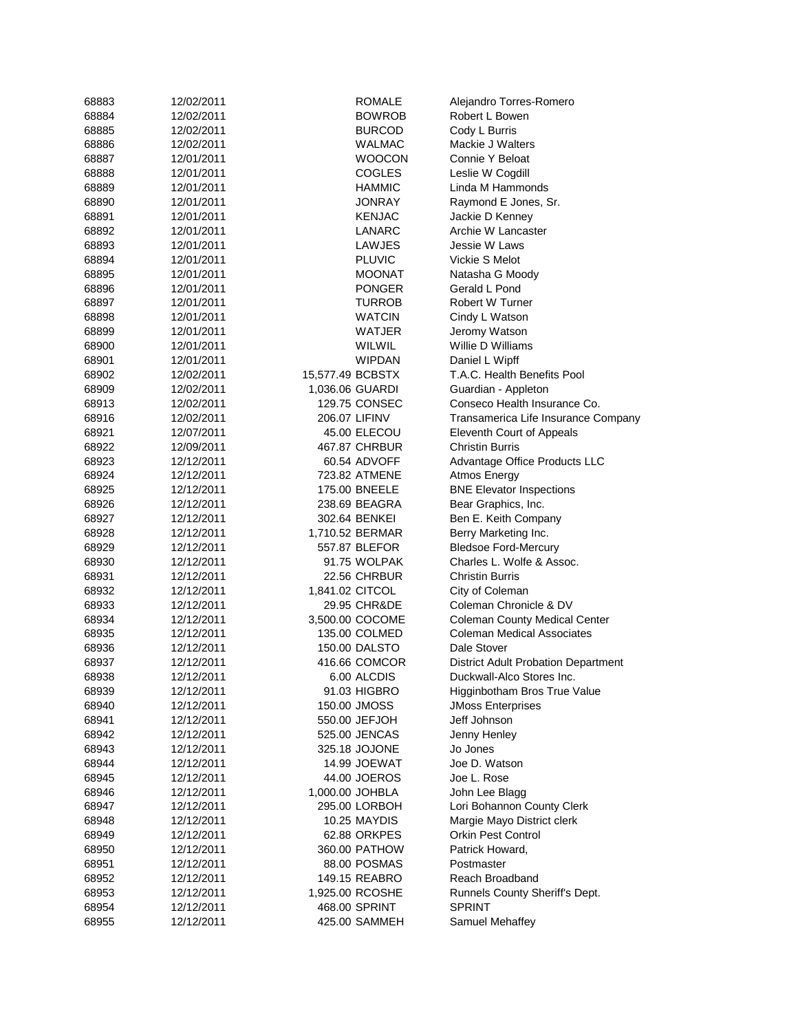| | | | | |
|---|---|---|---|---|
| 68883 | 12/02/2011 | | ROMALE | Alejandro Torres-Romero |
| 68884 | 12/02/2011 | | BOWROB | Robert L Bowen |
| 68885 | 12/02/2011 | | BURCOD | Cody L Burris |
| 68886 | 12/02/2011 | | WALMAC | Mackie J Walters |
| 68887 | 12/01/2011 | | WOOCON | Connie Y Beloat |
| 68888 | 12/01/2011 | | COGLES | Leslie W Cogdill |
| 68889 | 12/01/2011 | | HAMMIC | Linda M Hammonds |
| 68890 | 12/01/2011 | | JONRAY | Raymond E Jones, Sr. |
| 68891 | 12/01/2011 | | KENJAC | Jackie D Kenney |
| 68892 | 12/01/2011 | | LANARC | Archie W Lancaster |
| 68893 | 12/01/2011 | | LAWJES | Jessie W Laws |
| 68894 | 12/01/2011 | | PLUVIC | Vickie S Melot |
| 68895 | 12/01/2011 | | MOONAT | Natasha G Moody |
| 68896 | 12/01/2011 | | PONGER | Gerald L Pond |
| 68897 | 12/01/2011 | | TURROB | Robert W Turner |
| 68898 | 12/01/2011 | | WATCIN | Cindy L Watson |
| 68899 | 12/01/2011 | | WATJER | Jeromy Watson |
| 68900 | 12/01/2011 | | WILWIL | Willie D Williams |
| 68901 | 12/01/2011 | | WIPDAN | Daniel L Wipff |
| 68902 | 12/02/2011 | 15,577.49 | BCBSTX | T.A.C. Health Benefits Pool |
| 68909 | 12/02/2011 | 1,036.06 | GUARDI | Guardian - Appleton |
| 68913 | 12/02/2011 | 129.75 | CONSEC | Conseco Health Insurance Co. |
| 68916 | 12/02/2011 | 206.07 | LIFINV | Transamerica Life Insurance Company |
| 68921 | 12/07/2011 | 45.00 | ELECOU | Eleventh Court of Appeals |
| 68922 | 12/09/2011 | 467.87 | CHRBUR | Christin Burris |
| 68923 | 12/12/2011 | 60.54 | ADVOFF | Advantage Office Products LLC |
| 68924 | 12/12/2011 | 723.82 | ATMENE | Atmos Energy |
| 68925 | 12/12/2011 | 175.00 | BNEELE | BNE Elevator Inspections |
| 68926 | 12/12/2011 | 238.69 | BEAGRA | Bear Graphics, Inc. |
| 68927 | 12/12/2011 | 302.64 | BENKEI | Ben E. Keith Company |
| 68928 | 12/12/2011 | 1,710.52 | BERMAR | Berry Marketing Inc. |
| 68929 | 12/12/2011 | 557.87 | BLEFOR | Bledsoe Ford-Mercury |
| 68930 | 12/12/2011 | 91.75 | WOLPAK | Charles L. Wolfe & Assoc. |
| 68931 | 12/12/2011 | 22.56 | CHRBUR | Christin Burris |
| 68932 | 12/12/2011 | 1,841.02 | CITCOL | City of Coleman |
| 68933 | 12/12/2011 | 29.95 | CHR&DE | Coleman Chronicle & DV |
| 68934 | 12/12/2011 | 3,500.00 | COCOME | Coleman County Medical Center |
| 68935 | 12/12/2011 | 135.00 | COLMED | Coleman Medical Associates |
| 68936 | 12/12/2011 | 150.00 | DALSTO | Dale Stover |
| 68937 | 12/12/2011 | 416.66 | COMCOR | District Adult Probation Department |
| 68938 | 12/12/2011 | 6.00 | ALCDIS | Duckwall-Alco Stores Inc. |
| 68939 | 12/12/2011 | 91.03 | HIGBRO | Higginbotham Bros True Value |
| 68940 | 12/12/2011 | 150.00 | JMOSS | JMoss Enterprises |
| 68941 | 12/12/2011 | 550.00 | JEFJOH | Jeff Johnson |
| 68942 | 12/12/2011 | 525.00 | JENCAS | Jenny Henley |
| 68943 | 12/12/2011 | 325.18 | JOJONE | Jo Jones |
| 68944 | 12/12/2011 | 14.99 | JOEWAT | Joe D. Watson |
| 68945 | 12/12/2011 | 44.00 | JOEROS | Joe L. Rose |
| 68946 | 12/12/2011 | 1,000.00 | JOHBLA | John Lee Blagg |
| 68947 | 12/12/2011 | 295.00 | LORBOH | Lori Bohannon County Clerk |
| 68948 | 12/12/2011 | 10.25 | MAYDIS | Margie Mayo District clerk |
| 68949 | 12/12/2011 | 62.88 | ORKPES | Orkin Pest Control |
| 68950 | 12/12/2011 | 360.00 | PATHOW | Patrick Howard, |
| 68951 | 12/12/2011 | 88.00 | POSMAS | Postmaster |
| 68952 | 12/12/2011 | 149.15 | REABRO | Reach Broadband |
| 68953 | 12/12/2011 | 1,925.00 | RCOSHE | Runnels County Sheriff's Dept. |
| 68954 | 12/12/2011 | 468.00 | SPRINT | SPRINT |
| 68955 | 12/12/2011 | 425.00 | SAMMEH | Samuel Mehaffey |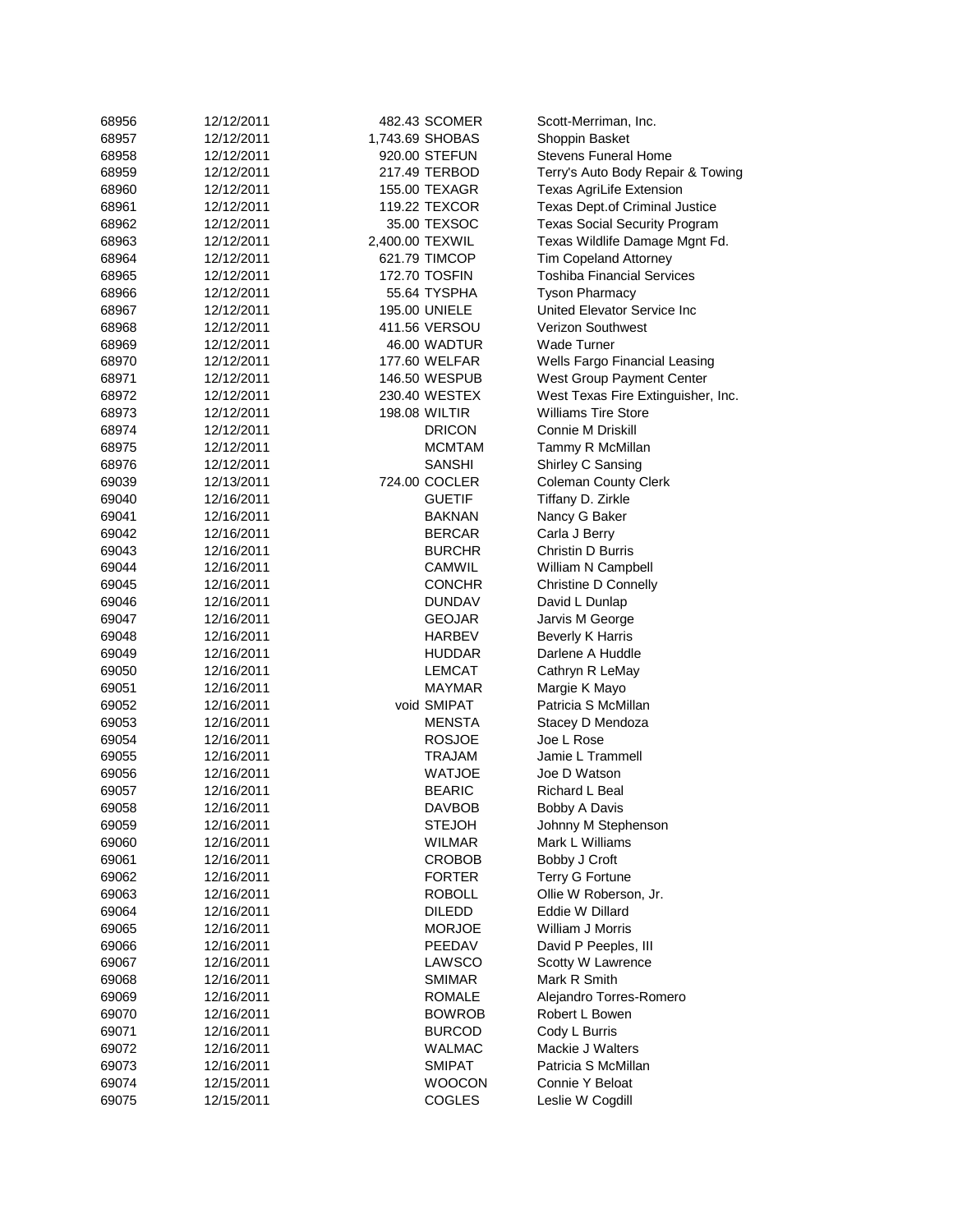| | | | | |
|---|---|---|---|---|
| 68956 | 12/12/2011 | 482.43 | SCOMER | Scott-Merriman, Inc. |
| 68957 | 12/12/2011 | 1,743.69 | SHOBAS | Shoppin Basket |
| 68958 | 12/12/2011 | 920.00 | STEFUN | Stevens Funeral Home |
| 68959 | 12/12/2011 | 217.49 | TERBOD | Terry's Auto Body Repair & Towing |
| 68960 | 12/12/2011 | 155.00 | TEXAGR | Texas AgriLife Extension |
| 68961 | 12/12/2011 | 119.22 | TEXCOR | Texas Dept.of Criminal Justice |
| 68962 | 12/12/2011 | 35.00 | TEXSOC | Texas Social Security Program |
| 68963 | 12/12/2011 | 2,400.00 | TEXWIL | Texas Wildlife Damage Mgnt Fd. |
| 68964 | 12/12/2011 | 621.79 | TIMCOP | Tim Copeland Attorney |
| 68965 | 12/12/2011 | 172.70 | TOSFIN | Toshiba Financial Services |
| 68966 | 12/12/2011 | 55.64 | TYSPHA | Tyson Pharmacy |
| 68967 | 12/12/2011 | 195.00 | UNIELE | United Elevator Service Inc |
| 68968 | 12/12/2011 | 411.56 | VERSOU | Verizon Southwest |
| 68969 | 12/12/2011 | 46.00 | WADTUR | Wade Turner |
| 68970 | 12/12/2011 | 177.60 | WELFAR | Wells Fargo Financial Leasing |
| 68971 | 12/12/2011 | 146.50 | WESPUB | West Group Payment Center |
| 68972 | 12/12/2011 | 230.40 | WESTEX | West Texas Fire Extinguisher, Inc. |
| 68973 | 12/12/2011 | 198.08 | WILTIR | Williams Tire Store |
| 68974 | 12/12/2011 | | DRICON | Connie M Driskill |
| 68975 | 12/12/2011 | | MCMTAM | Tammy R McMillan |
| 68976 | 12/12/2011 | | SANSHI | Shirley C Sansing |
| 69039 | 12/13/2011 | 724.00 | COCLER | Coleman County Clerk |
| 69040 | 12/16/2011 | | GUETIF | Tiffany D. Zirkle |
| 69041 | 12/16/2011 | | BAKNAN | Nancy G Baker |
| 69042 | 12/16/2011 | | BERCAR | Carla J Berry |
| 69043 | 12/16/2011 | | BURCHR | Christin D Burris |
| 69044 | 12/16/2011 | | CAMWIL | William N Campbell |
| 69045 | 12/16/2011 | | CONCHR | Christine D Connelly |
| 69046 | 12/16/2011 | | DUNDAV | David L Dunlap |
| 69047 | 12/16/2011 | | GEOJAR | Jarvis M George |
| 69048 | 12/16/2011 | | HARBEV | Beverly K Harris |
| 69049 | 12/16/2011 | | HUDDAR | Darlene A Huddle |
| 69050 | 12/16/2011 | | LEMCAT | Cathryn R LeMay |
| 69051 | 12/16/2011 | | MAYMAR | Margie K Mayo |
| 69052 | 12/16/2011 | void | SMIPAT | Patricia S McMillan |
| 69053 | 12/16/2011 | | MENSTA | Stacey D Mendoza |
| 69054 | 12/16/2011 | | ROSJOE | Joe L Rose |
| 69055 | 12/16/2011 | | TRAJAM | Jamie L Trammell |
| 69056 | 12/16/2011 | | WATJOE | Joe D Watson |
| 69057 | 12/16/2011 | | BEARIC | Richard L Beal |
| 69058 | 12/16/2011 | | DAVBOB | Bobby A Davis |
| 69059 | 12/16/2011 | | STEJOH | Johnny M Stephenson |
| 69060 | 12/16/2011 | | WILMAR | Mark L Williams |
| 69061 | 12/16/2011 | | CROBOB | Bobby J Croft |
| 69062 | 12/16/2011 | | FORTER | Terry G Fortune |
| 69063 | 12/16/2011 | | ROBOLL | Ollie W Roberson, Jr. |
| 69064 | 12/16/2011 | | DILEDD | Eddie W Dillard |
| 69065 | 12/16/2011 | | MORJOE | William J Morris |
| 69066 | 12/16/2011 | | PEEDAV | David P Peeples, III |
| 69067 | 12/16/2011 | | LAWSCO | Scotty W Lawrence |
| 69068 | 12/16/2011 | | SMIMAR | Mark R Smith |
| 69069 | 12/16/2011 | | ROMALE | Alejandro Torres-Romero |
| 69070 | 12/16/2011 | | BOWROB | Robert L Bowen |
| 69071 | 12/16/2011 | | BURCOD | Cody L Burris |
| 69072 | 12/16/2011 | | WALMAC | Mackie J Walters |
| 69073 | 12/16/2011 | | SMIPAT | Patricia S McMillan |
| 69074 | 12/15/2011 | | WOOCON | Connie Y Beloat |
| 69075 | 12/15/2011 | | COGLES | Leslie W Cogdill |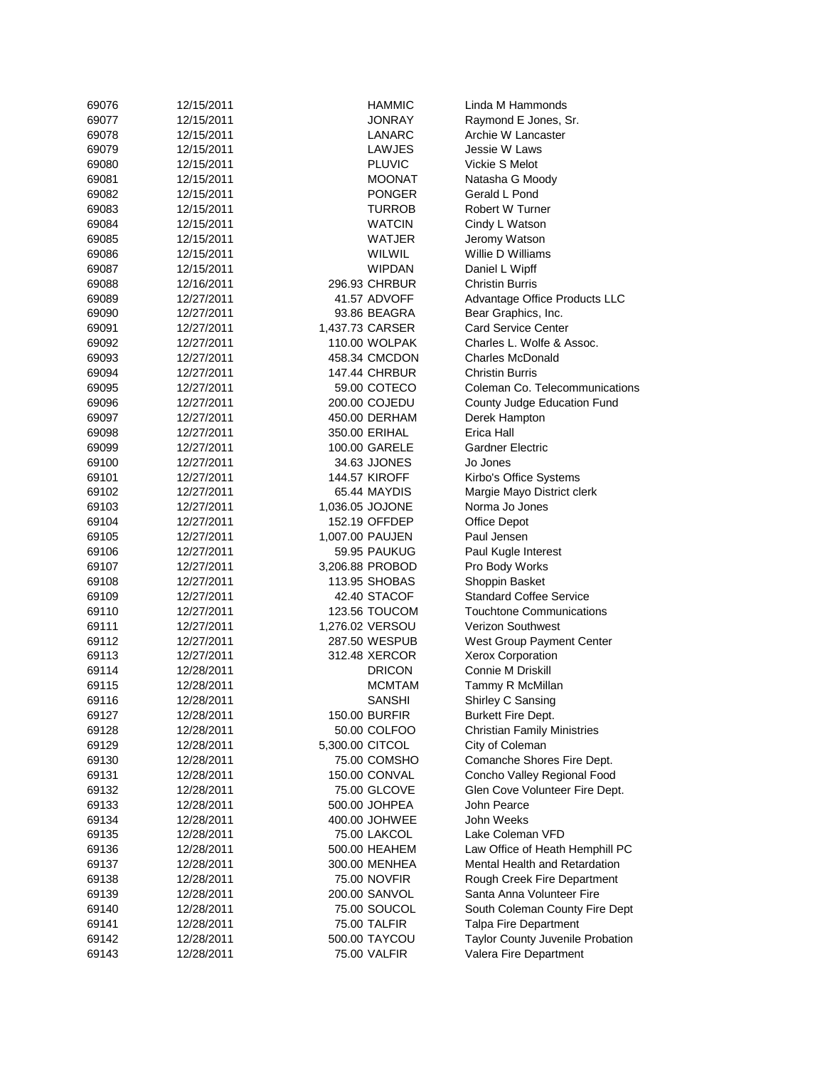| | | | | |
|---|---|---|---|---|
| 69076 | 12/15/2011 | | HAMMIC | Linda M Hammonds |
| 69077 | 12/15/2011 | | JONRAY | Raymond E Jones, Sr. |
| 69078 | 12/15/2011 | | LANARC | Archie W Lancaster |
| 69079 | 12/15/2011 | | LAWJES | Jessie W Laws |
| 69080 | 12/15/2011 | | PLUVIC | Vickie S Melot |
| 69081 | 12/15/2011 | | MOONAT | Natasha G Moody |
| 69082 | 12/15/2011 | | PONGER | Gerald L Pond |
| 69083 | 12/15/2011 | | TURROB | Robert W Turner |
| 69084 | 12/15/2011 | | WATCIN | Cindy L Watson |
| 69085 | 12/15/2011 | | WATJER | Jeromy Watson |
| 69086 | 12/15/2011 | | WILWIL | Willie D Williams |
| 69087 | 12/15/2011 | | WIPDAN | Daniel L Wipff |
| 69088 | 12/16/2011 | 296.93 | CHRBUR | Christin Burris |
| 69089 | 12/27/2011 | 41.57 | ADVOFF | Advantage Office Products LLC |
| 69090 | 12/27/2011 | 93.86 | BEAGRA | Bear Graphics, Inc. |
| 69091 | 12/27/2011 | 1,437.73 | CARSER | Card Service Center |
| 69092 | 12/27/2011 | 110.00 | WOLPAK | Charles L. Wolfe & Assoc. |
| 69093 | 12/27/2011 | 458.34 | CMCDON | Charles McDonald |
| 69094 | 12/27/2011 | 147.44 | CHRBUR | Christin Burris |
| 69095 | 12/27/2011 | 59.00 | COTECO | Coleman Co. Telecommunications |
| 69096 | 12/27/2011 | 200.00 | COJEDU | County Judge Education Fund |
| 69097 | 12/27/2011 | 450.00 | DERHAM | Derek Hampton |
| 69098 | 12/27/2011 | 350.00 | ERIHAL | Erica Hall |
| 69099 | 12/27/2011 | 100.00 | GARELE | Gardner Electric |
| 69100 | 12/27/2011 | 34.63 | JJONES | Jo Jones |
| 69101 | 12/27/2011 | 144.57 | KIROFF | Kirbo's Office Systems |
| 69102 | 12/27/2011 | 65.44 | MAYDIS | Margie Mayo District clerk |
| 69103 | 12/27/2011 | 1,036.05 | JOJONE | Norma Jo Jones |
| 69104 | 12/27/2011 | 152.19 | OFFDEP | Office Depot |
| 69105 | 12/27/2011 | 1,007.00 | PAUJEN | Paul Jensen |
| 69106 | 12/27/2011 | 59.95 | PAUKUG | Paul Kugle Interest |
| 69107 | 12/27/2011 | 3,206.88 | PROBOD | Pro Body Works |
| 69108 | 12/27/2011 | 113.95 | SHOBAS | Shoppin Basket |
| 69109 | 12/27/2011 | 42.40 | STACOF | Standard Coffee Service |
| 69110 | 12/27/2011 | 123.56 | TOUCOM | Touchtone Communications |
| 69111 | 12/27/2011 | 1,276.02 | VERSOU | Verizon Southwest |
| 69112 | 12/27/2011 | 287.50 | WESPUB | West Group Payment Center |
| 69113 | 12/27/2011 | 312.48 | XERCOR | Xerox Corporation |
| 69114 | 12/28/2011 | | DRICON | Connie M Driskill |
| 69115 | 12/28/2011 | | MCMTAM | Tammy R McMillan |
| 69116 | 12/28/2011 | | SANSHI | Shirley C Sansing |
| 69127 | 12/28/2011 | 150.00 | BURFIR | Burkett Fire Dept. |
| 69128 | 12/28/2011 | 50.00 | COLFOO | Christian Family Ministries |
| 69129 | 12/28/2011 | 5,300.00 | CITCOL | City of Coleman |
| 69130 | 12/28/2011 | 75.00 | COMSHO | Comanche Shores Fire Dept. |
| 69131 | 12/28/2011 | 150.00 | CONVAL | Concho Valley Regional Food |
| 69132 | 12/28/2011 | 75.00 | GLCOVE | Glen Cove Volunteer Fire Dept. |
| 69133 | 12/28/2011 | 500.00 | JOHPEA | John Pearce |
| 69134 | 12/28/2011 | 400.00 | JOHWEE | John Weeks |
| 69135 | 12/28/2011 | 75.00 | LAKCOL | Lake Coleman VFD |
| 69136 | 12/28/2011 | 500.00 | HEAHEM | Law Office of Heath Hemphill PC |
| 69137 | 12/28/2011 | 300.00 | MENHEA | Mental Health and Retardation |
| 69138 | 12/28/2011 | 75.00 | NOVFIR | Rough Creek Fire Department |
| 69139 | 12/28/2011 | 200.00 | SANVOL | Santa Anna Volunteer Fire |
| 69140 | 12/28/2011 | 75.00 | SOUCOL | South Coleman County Fire Dept |
| 69141 | 12/28/2011 | 75.00 | TALFIR | Talpa Fire Department |
| 69142 | 12/28/2011 | 500.00 | TAYCOU | Taylor County Juvenile Probation |
| 69143 | 12/28/2011 | 75.00 | VALFIR | Valera Fire Department |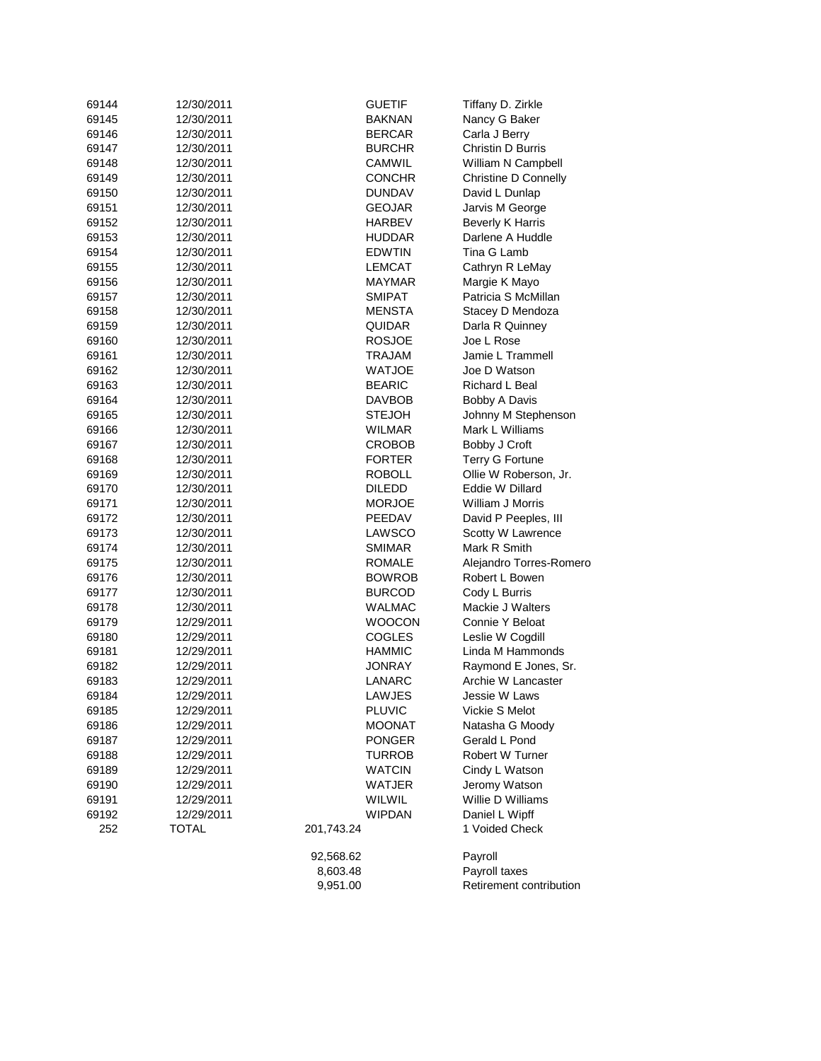| | | | | |
|---|---|---|---|---|
| 69144 | 12/30/2011 | | GUETIF | Tiffany D. Zirkle |
| 69145 | 12/30/2011 | | BAKNAN | Nancy G Baker |
| 69146 | 12/30/2011 | | BERCAR | Carla J Berry |
| 69147 | 12/30/2011 | | BURCHR | Christin D Burris |
| 69148 | 12/30/2011 | | CAMWIL | William N Campbell |
| 69149 | 12/30/2011 | | CONCHR | Christine D Connelly |
| 69150 | 12/30/2011 | | DUNDAV | David L Dunlap |
| 69151 | 12/30/2011 | | GEOJAR | Jarvis M George |
| 69152 | 12/30/2011 | | HARBEV | Beverly K Harris |
| 69153 | 12/30/2011 | | HUDDAR | Darlene A Huddle |
| 69154 | 12/30/2011 | | EDWTIN | Tina G Lamb |
| 69155 | 12/30/2011 | | LEMCAT | Cathryn R LeMay |
| 69156 | 12/30/2011 | | MAYMAR | Margie K Mayo |
| 69157 | 12/30/2011 | | SMIPAT | Patricia S McMillan |
| 69158 | 12/30/2011 | | MENSTA | Stacey D Mendoza |
| 69159 | 12/30/2011 | | QUIDAR | Darla R Quinney |
| 69160 | 12/30/2011 | | ROSJOE | Joe L Rose |
| 69161 | 12/30/2011 | | TRAJAM | Jamie L Trammell |
| 69162 | 12/30/2011 | | WATJOE | Joe D Watson |
| 69163 | 12/30/2011 | | BEARIC | Richard L Beal |
| 69164 | 12/30/2011 | | DAVBOB | Bobby A Davis |
| 69165 | 12/30/2011 | | STEJOH | Johnny M Stephenson |
| 69166 | 12/30/2011 | | WILMAR | Mark L Williams |
| 69167 | 12/30/2011 | | CROBOB | Bobby J Croft |
| 69168 | 12/30/2011 | | FORTER | Terry G Fortune |
| 69169 | 12/30/2011 | | ROBOLL | Ollie W Roberson, Jr. |
| 69170 | 12/30/2011 | | DILEDD | Eddie W Dillard |
| 69171 | 12/30/2011 | | MORJOE | William J Morris |
| 69172 | 12/30/2011 | | PEEDAV | David P Peeples, III |
| 69173 | 12/30/2011 | | LAWSCO | Scotty W Lawrence |
| 69174 | 12/30/2011 | | SMIMAR | Mark R Smith |
| 69175 | 12/30/2011 | | ROMALE | Alejandro Torres-Romero |
| 69176 | 12/30/2011 | | BOWROB | Robert L Bowen |
| 69177 | 12/30/2011 | | BURCOD | Cody L Burris |
| 69178 | 12/30/2011 | | WALMAC | Mackie J Walters |
| 69179 | 12/29/2011 | | WOOCON | Connie Y Beloat |
| 69180 | 12/29/2011 | | COGLES | Leslie W Cogdill |
| 69181 | 12/29/2011 | | HAMMIC | Linda M Hammonds |
| 69182 | 12/29/2011 | | JONRAY | Raymond E Jones, Sr. |
| 69183 | 12/29/2011 | | LANARC | Archie W Lancaster |
| 69184 | 12/29/2011 | | LAWJES | Jessie W Laws |
| 69185 | 12/29/2011 | | PLUVIC | Vickie S Melot |
| 69186 | 12/29/2011 | | MOONAT | Natasha G Moody |
| 69187 | 12/29/2011 | | PONGER | Gerald L Pond |
| 69188 | 12/29/2011 | | TURROB | Robert W Turner |
| 69189 | 12/29/2011 | | WATCIN | Cindy L Watson |
| 69190 | 12/29/2011 | | WATJER | Jeromy Watson |
| 69191 | 12/29/2011 | | WILWIL | Willie D Williams |
| 69192 | 12/29/2011 | | WIPDAN | Daniel L Wipff |
| 252 | TOTAL | 201,743.24 | | 1 Voided Check |
| | | 92,568.62 | | Payroll |
| | | 8,603.48 | | Payroll taxes |
| | | 9,951.00 | | Retirement contribution |